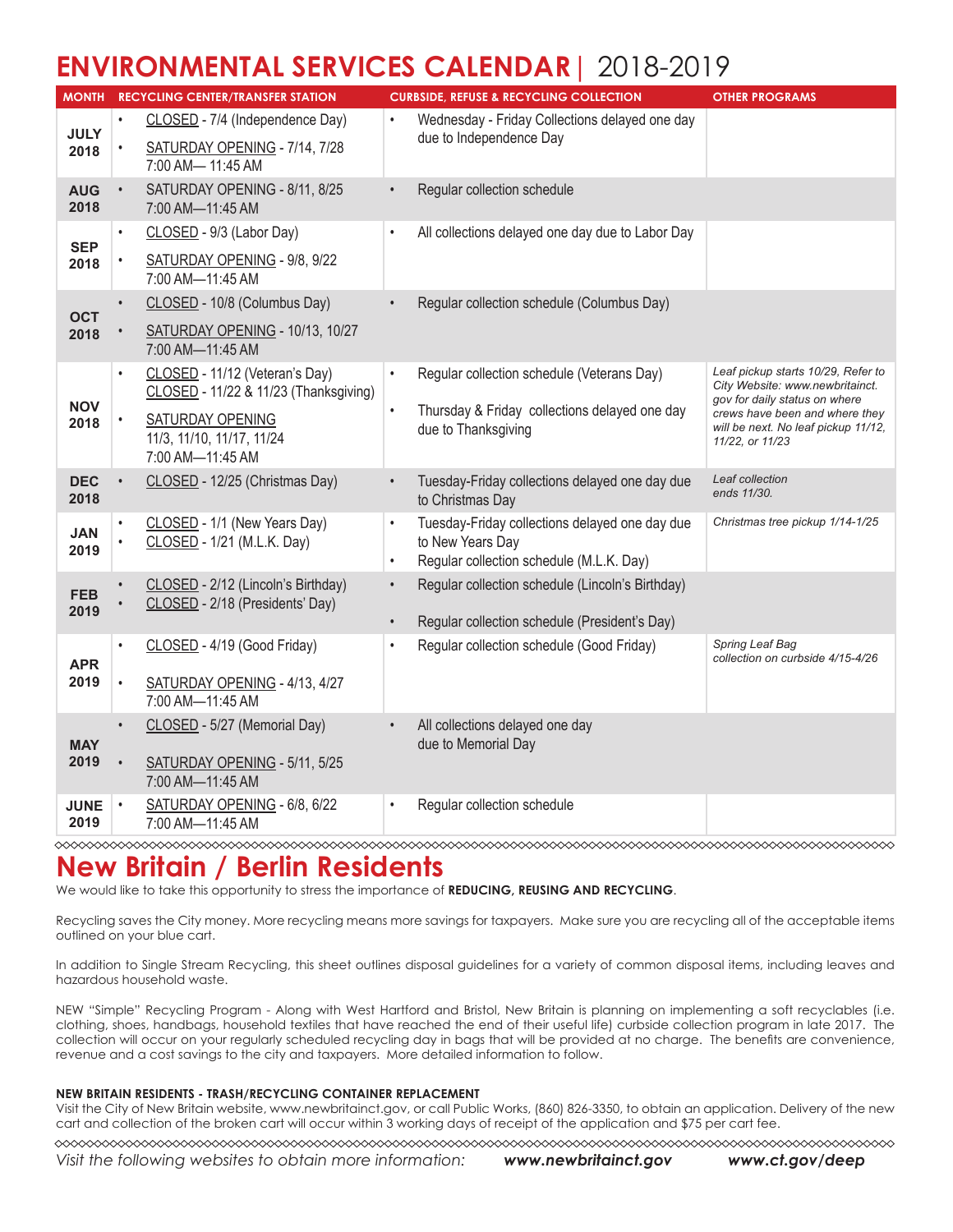# ENVIRONMENTAL SERVICES CALENDAR | 2018-2019

| MONTH | RECYCLING CENTER/TRANSFER STATION | CURBSIDE, REFUSE & RECYCLING COLLECTION | OTHER PROGRAMS |
|---|---|---|---|
| JULY 2018 | • CLOSED - 7/4 (Independence Day)<br>• SATURDAY OPENING - 7/14, 7/28 7:00 AM— 11:45 AM | • Wednesday - Friday Collections delayed one day due to Independence Day | |
| AUG 2018 | • SATURDAY OPENING - 8/11, 8/25 7:00 AM—11:45 AM | • Regular collection schedule | |
| SEP 2018 | • CLOSED - 9/3 (Labor Day)<br>• SATURDAY OPENING - 9/8, 9/22 7:00 AM—11:45 AM | • All collections delayed one day due to Labor Day | |
| OCT 2018 | • CLOSED - 10/8 (Columbus Day)<br>• SATURDAY OPENING - 10/13, 10/27 7:00 AM—11:45 AM | • Regular collection schedule (Columbus Day) | |
| NOV 2018 | • CLOSED - 11/12 (Veteran's Day) CLOSED - 11/22 & 11/23 (Thanksgiving)<br>• SATURDAY OPENING 11/3, 11/10, 11/17, 11/24 7:00 AM—11:45 AM | • Regular collection schedule (Veterans Day)<br>• Thursday & Friday collections delayed one day due to Thanksgiving | *Leaf pickup starts 10/29, Refer to City Website: www.newbritainct.gov for daily status on where crews have been and where they will be next. No leaf pickup 11/12, 11/22, or 11/23* |
| DEC 2018 | • CLOSED - 12/25 (Christmas Day) | • Tuesday-Friday collections delayed one day due to Christmas Day | *Leaf collection ends 11/30.* |
| JAN 2019 | • CLOSED - 1/1 (New Years Day)<br>• CLOSED - 1/21 (M.L.K. Day) | • Tuesday-Friday collections delayed one day due to New Years Day<br>• Regular collection schedule (M.L.K. Day) | *Christmas tree pickup 1/14-1/25* |
| FEB 2019 | • CLOSED - 2/12 (Lincoln's Birthday)<br>• CLOSED - 2/18 (Presidents' Day) | • Regular collection schedule (Lincoln's Birthday)<br>• Regular collection schedule (President's Day) | |
| APR 2019 | • CLOSED - 4/19 (Good Friday)<br>• SATURDAY OPENING - 4/13, 4/27 7:00 AM—11:45 AM | • Regular collection schedule (Good Friday) | *Spring Leaf Bag collection on curbside 4/15-4/26* |
| MAY 2019 | • CLOSED - 5/27 (Memorial Day)<br>• SATURDAY OPENING - 5/11, 5/25 7:00 AM—11:45 AM | • All collections delayed one day due to Memorial Day | |
| JUNE 2019 | • SATURDAY OPENING - 6/8, 6/22 7:00 AM—11:45 AM | • Regular collection schedule | |

# New Britain / Berlin Residents

We would like to take this opportunity to stress the importance of **REDUCING, REUSING AND RECYCLING**.

Recycling saves the City money. More recycling means more savings for taxpayers. Make sure you are recycling all of the acceptable items outlined on your blue cart.

In addition to Single Stream Recycling, this sheet outlines disposal guidelines for a variety of common disposal items, including leaves and hazardous household waste.

NEW "Simple" Recycling Program - Along with West Hartford and Bristol, New Britain is planning on implementing a soft recyclables (i.e. clothing, shoes, handbags, household textiles that have reached the end of their useful life) curbside collection program in late 2017. The collection will occur on your regularly scheduled recycling day in bags that will be provided at no charge. The benefits are convenience, revenue and a cost savings to the city and taxpayers. More detailed information to follow.

**NEW BRITAIN RESIDENTS - TRASH/RECYCLING CONTAINER REPLACEMENT**

Visit the City of New Britain website, www.newbritainct.gov, or call Public Works, (860) 826-3350, to obtain an application. Delivery of the new cart and collection of the broken cart will occur within 3 working days of receipt of the application and $75 per cart fee.

*Visit the following websites to obtain more information:* ***www.newbritainct.gov*** ***www.ct.gov/deep***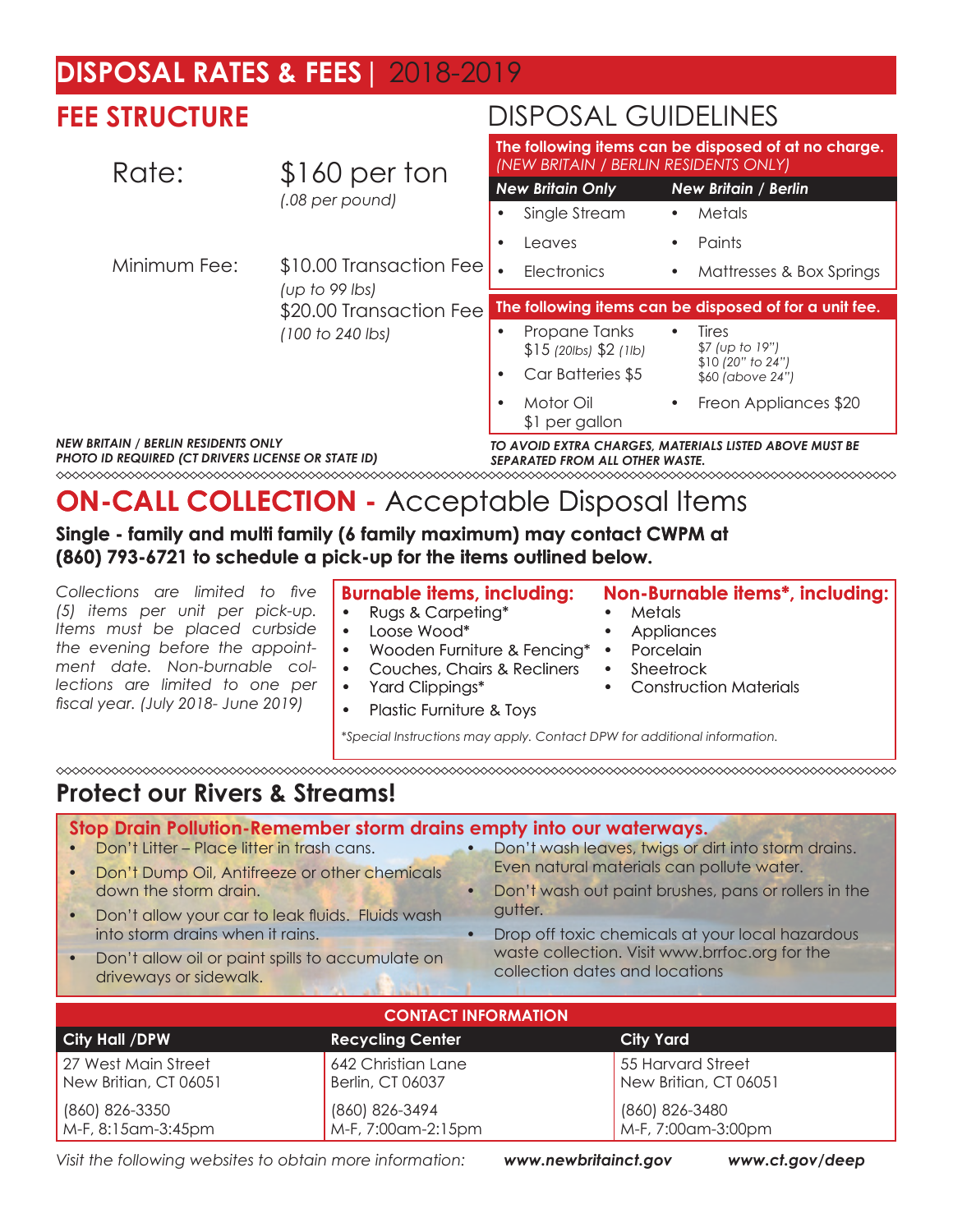# DISPOSAL RATES & FEES | 2018-2019

## FEE STRUCTURE

| | |
|---|---|
| Rate: | $160 per ton *(.08 per pound)* |
| Minimum Fee: | $10.00 Transaction Fee *(up to 99 lbs)* |
| | $20.00 Transaction Fee *(100 to 240 lbs)* |

***NEW BRITAIN / BERLIN RESIDENTS ONLY***
***PHOTO ID REQUIRED (CT DRIVERS LICENSE OR STATE ID)***

## DISPOSAL GUIDELINES

**The following items can be disposed of at no charge.**
*(NEW BRITAIN / BERLIN RESIDENTS ONLY)*

| *New Britain Only* | *New Britain / Berlin* |
|---|---|
| Single Stream | Metals |
| Leaves | Paints |
| Electronics | Mattresses & Box Springs |

**The following items can be disposed of for a unit fee.**

- Propane Tanks $15 *(20lbs)* $2 *(1lb)*
- Car Batteries $5
- Motor Oil $1 per gallon
- Tires
  - $7 *(up to 19")*
  - $10 *(20" to 24")*
  - $60 *(above 24")*
- Freon Appliances $20

***TO AVOID EXTRA CHARGES, MATERIALS LISTED ABOVE MUST BE SEPARATED FROM ALL OTHER WASTE.***

## ON-CALL COLLECTION - Acceptable Disposal Items

**Single - family and multi family (6 family maximum) may contact CWPM at (860) 793-6721 to schedule a pick-up for the items outlined below.**

*Collections are limited to five (5) items per unit per pick-up. Items must be placed curbside the evening before the appointment date. Non-burnable collections are limited to one per fiscal year. (July 2018- June 2019)*

**Burnable items, including:**
- Rugs & Carpeting*
- Loose Wood*
- Wooden Furniture & Fencing*
- Couches, Chairs & Recliners
- Yard Clippings*
- Plastic Furniture & Toys

**Non-Burnable items*, including:**
- Metals
- Appliances
- Porcelain
- Sheetrock
- Construction Materials

*\*Special Instructions may apply. Contact DPW for additional information.*

## Protect our Rivers & Streams!

**Stop Drain Pollution-Remember storm drains empty into our waterways.**

- Don't Litter – Place litter in trash cans.
- Don't Dump Oil, Antifreeze or other chemicals down the storm drain.
- Don't allow your car to leak fluids. Fluids wash into storm drains when it rains.
- Don't allow oil or paint spills to accumulate on driveways or sidewalk.
- Don't wash leaves, twigs or dirt into storm drains. Even natural materials can pollute water.
- Don't wash out paint brushes, pans or rollers in the gutter.
- Drop off toxic chemicals at your local hazardous waste collection. Visit www.brrfoc.org for the collection dates and locations

**CONTACT INFORMATION**

| City Hall /DPW | Recycling Center | City Yard |
|---|---|---|
| 27 West Main Street<br>New Britian, CT 06051 | 642 Christian Lane<br>Berlin, CT 06037 | 55 Harvard Street<br>New Britian, CT 06051 |
| (860) 826-3350<br>M-F, 8:15am-3:45pm | (860) 826-3494<br>M-F, 7:00am-2:15pm | (860) 826-3480<br>M-F, 7:00am-3:00pm |

*Visit the following websites to obtain more information:* ***www.newbritainct.gov*** ***www.ct.gov/deep***